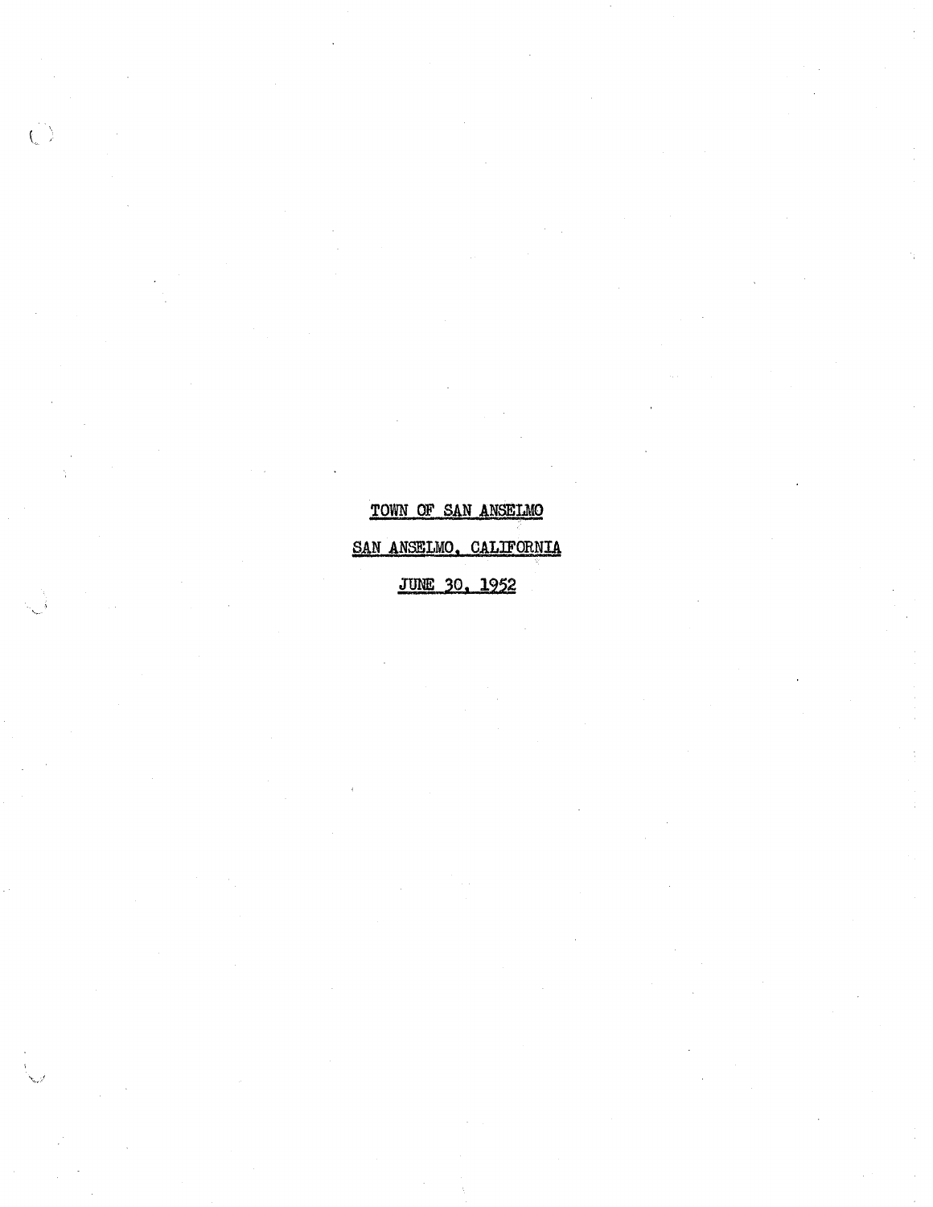# TOWN OF SAN ANSELMO

## SAN ANSELMO, CALIFORNIA

## JUNE 30, 1952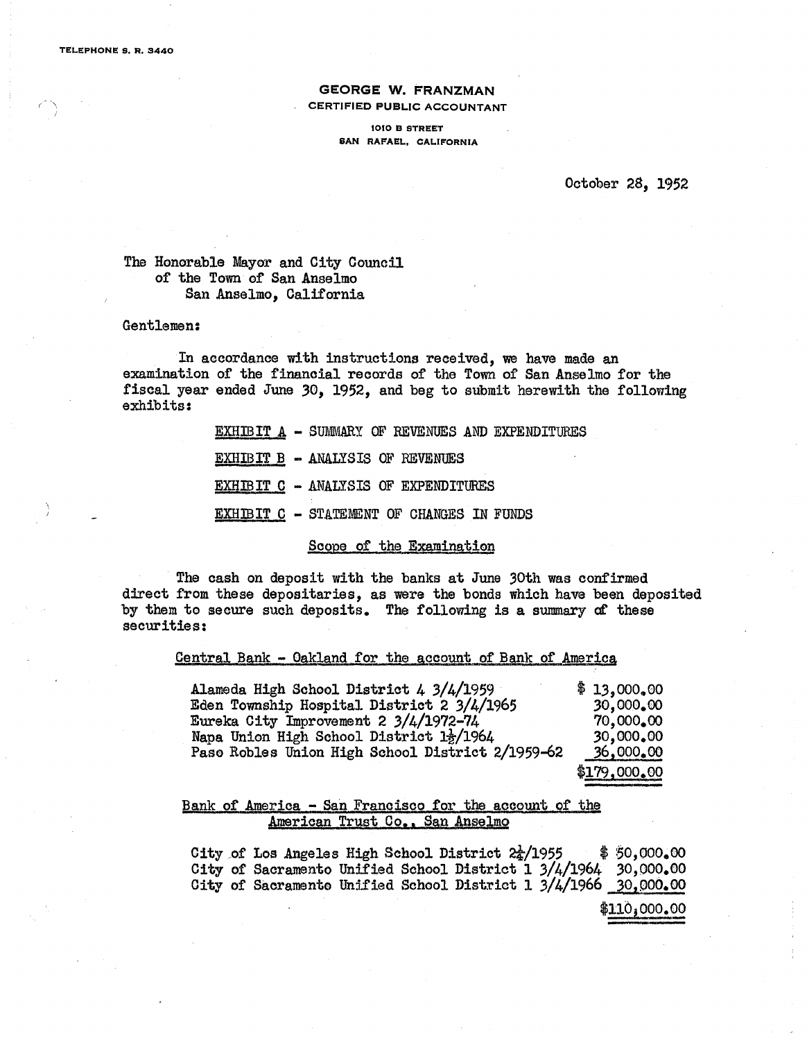TELEPHONE S. R. 3440

**GEORGE W. FRANZMAN**
CERTIFIED PUBLIC ACCOUNTANT
1010 B STREET
SAN RAFAEL, CALIFORNIA

October 28, 1952

The Honorable Mayor and City Council
of the Town of San Anselmo
San Anselmo, California

Gentlemen:

In accordance with instructions received, we have made an examination of the financial records of the Town of San Anselmo for the fiscal year ended June 30, 1952, and beg to submit herewith the following exhibits:

EXHIBIT A - SUMMARY OF REVENUES AND EXPENDITURES

EXHIBIT B - ANALYSIS OF REVENUES

EXHIBIT C - ANALYSIS OF EXPENDITURES

EXHIBIT C - STATEMENT OF CHANGES IN FUNDS

## Scope of the Examination

The cash on deposit with the banks at June 30th was confirmed direct from these depositaries, as were the bonds which have been deposited by them to secure such deposits. The following is a summary of these securities:

**Central Bank - Oakland for the account of Bank of America**

| Security | Amount |
|---|---|
| Alameda High School District 4 3/4/1959 | $ 13,000.00 |
| Eden Township Hospital District 2 3/4/1965 | 30,000.00 |
| Eureka City Improvement 2 3/4/1972-74 | 70,000.00 |
| Napa Union High School District 1½/1964 | 30,000.00 |
| Paso Robles Union High School District 2/1959-62 | 36,000.00 |
| | $179,000.00 |

**Bank of America - San Francisco for the account of the American Trust Co., San Anselmo**

| Security | Amount |
|---|---|
| City of Los Angeles High School District 2¼/1955 | $ 50,000.00 |
| City of Sacramento Unified School District 1 3/4/1964 | 30,000.00 |
| City of Sacramento Unified School District 1 3/4/1966 | 30,000.00 |
| | $110,000.00 |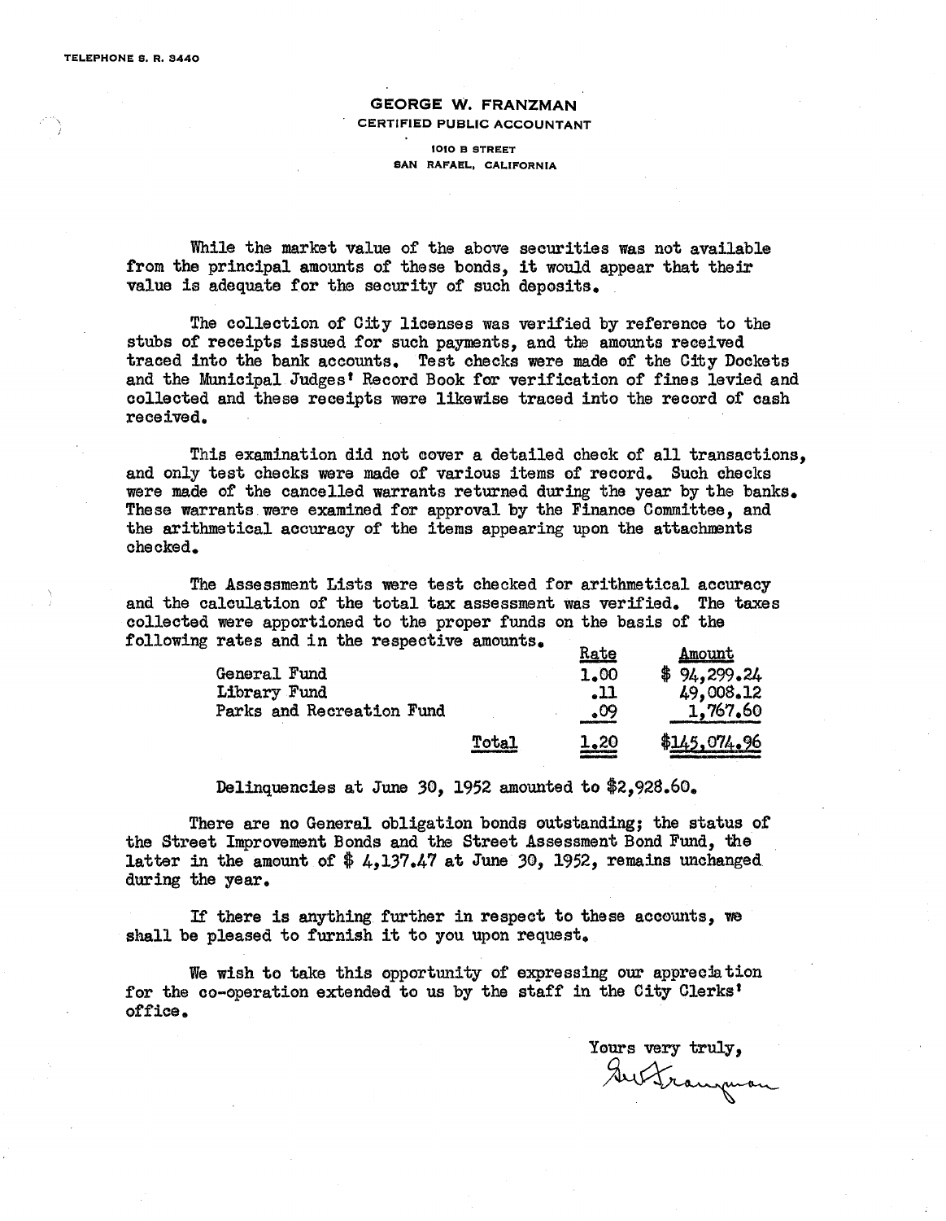TELEPHONE S. R. 3440

**GEORGE W. FRANZMAN**
CERTIFIED PUBLIC ACCOUNTANT
1010 B STREET
SAN RAFAEL, CALIFORNIA

While the market value of the above securities was not available from the principal amounts of these bonds, it would appear that their value is adequate for the security of such deposits.

The collection of City licenses was verified by reference to the stubs of receipts issued for such payments, and the amounts received traced into the bank accounts. Test checks were made of the City Dockets and the Municipal Judges' Record Book for verification of fines levied and collected and these receipts were likewise traced into the record of cash received.

This examination did not cover a detailed check of all transactions, and only test checks were made of various items of record. Such checks were made of the cancelled warrants returned during the year by the banks. These warrants were examined for approval by the Finance Committee, and the arithmetical accuracy of the items appearing upon the attachments checked.

The Assessment Lists were test checked for arithmetical accuracy and the calculation of the total tax assessment was verified. The taxes collected were apportioned to the proper funds on the basis of the following rates and in the respective amounts.

| | Rate | Amount |
|---|---|---|
| General Fund | 1.00 | $ 94,299.24 |
| Library Fund | .11 | 49,008.12 |
| Parks and Recreation Fund | .09 | 1,767.60 |
| Total | 1.20 | $145,074.96 |

Delinquencies at June 30, 1952 amounted to $2,928.60.

There are no General obligation bonds outstanding; the status of the Street Improvement Bonds and the Street Assessment Bond Fund, the latter in the amount of $ 4,137.47 at June 30, 1952, remains unchanged during the year.

If there is anything further in respect to these accounts, we shall be pleased to furnish it to you upon request.

We wish to take this opportunity of expressing our appreciation for the co-operation extended to us by the staff in the City Clerks' office.

Yours very truly,

Geo. Franzman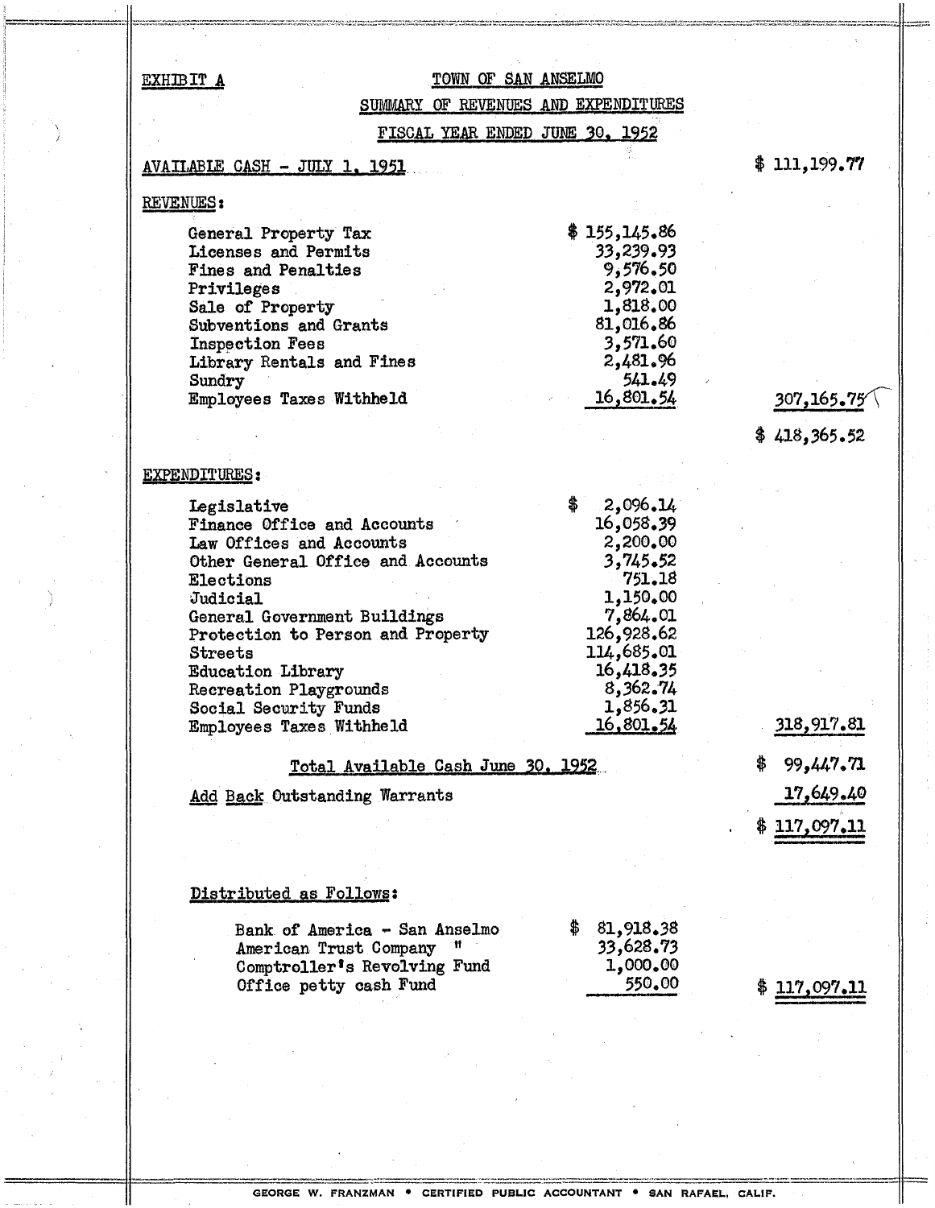EXHIBIT A

# TOWN OF SAN ANSELMO

## SUMMARY OF REVENUES AND EXPENDITURES

### FISCAL YEAR ENDED JUNE 30, 1952

| | | |
|---|---|---|
| AVAILABLE CASH - JULY 1, 1951 | | $ 111,199.77 |
| **REVENUES:** | | |
| General Property Tax | $ 155,145.86 | |
| Licenses and Permits | 33,239.93 | |
| Fines and Penalties | 9,576.50 | |
| Privileges | 2,972.01 | |
| Sale of Property | 1,818.00 | |
| Subventions and Grants | 81,016.86 | |
| Inspection Fees | 3,571.60 | |
| Library Rentals and Fines | 2,481.96 | |
| Sundry | 541.49 | |
| Employees Taxes Withheld | 16,801.54 | 307,165.75 |
| | | $ 418,365.52 |
| **EXPENDITURES:** | | |
| Legislative | $ 2,096.14 | |
| Finance Office and Accounts | 16,058.39 | |
| Law Offices and Accounts | 2,200.00 | |
| Other General Office and Accounts | 3,745.52 | |
| Elections | 751.18 | |
| Judicial | 1,150.00 | |
| General Government Buildings | 7,864.01 | |
| Protection to Person and Property | 126,928.62 | |
| Streets | 114,685.01 | |
| Education Library | 16,418.35 | |
| Recreation Playgrounds | 8,362.74 | |
| Social Security Funds | 1,856.31 | |
| Employees Taxes Withheld | 16,801.54 | 318,917.81 |
| Total Available Cash June 30, 1952 | | $ 99,447.71 |
| Add Back Outstanding Warrants | | 17,649.40 |
| | | $ 117,097.11 |

**Distributed as Follows:**

| | | |
|---|---|---|
| Bank of America - San Anselmo | $ 81,918.38 | |
| American Trust Company " | 33,628.73 | |
| Comptroller's Revolving Fund | 1,000.00 | |
| Office petty cash Fund | 550.00 | $ 117,097.11 |

GEORGE W. FRANZMAN • CERTIFIED PUBLIC ACCOUNTANT • SAN RAFAEL, CALIF.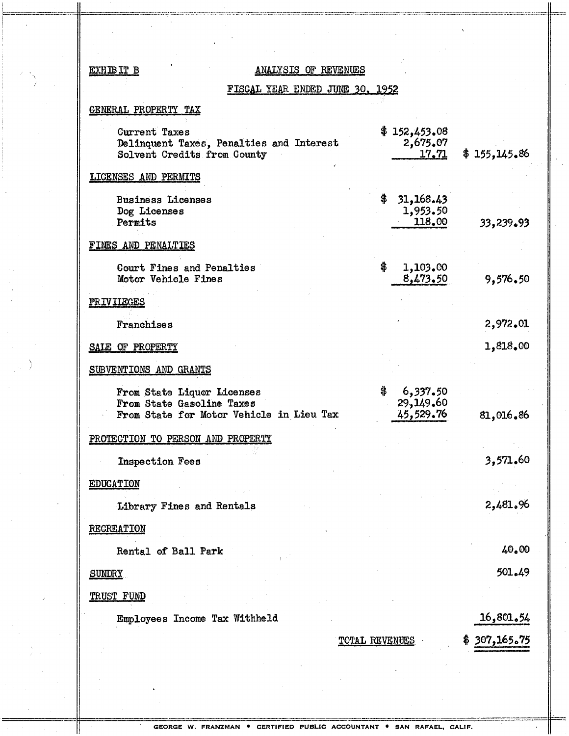EXHIBIT B

## ANALYSIS OF REVENUES

### FISCAL YEAR ENDED JUNE 30, 1952

| | | |
|---|---|---|
| **GENERAL PROPERTY TAX** | | |
| Current Taxes | $ 152,453.08 | |
| Delinquent Taxes, Penalties and Interest | 2,675.07 | |
| Solvent Credits from County | 17.71 | $ 155,145.86 |
| **LICENSES AND PERMITS** | | |
| Business Licenses | $ 31,168.43 | |
| Dog Licenses | 1,953.50 | |
| Permits | 118.00 | 33,239.93 |
| **FINES AND PENALTIES** | | |
| Court Fines and Penalties | $ 1,103.00 | |
| Motor Vehicle Fines | 8,473.50 | 9,576.50 |
| **PRIVILEGES** | | |
| Franchises | | 2,972.01 |
| **SALE OF PROPERTY** | | 1,818.00 |
| **SUBVENTIONS AND GRANTS** | | |
| From State Liquor Licenses | $ 6,337.50 | |
| From State Gasoline Taxes | 29,149.60 | |
| From State for Motor Vehicle in Lieu Tax | 45,529.76 | 81,016.86 |
| **PROTECTION TO PERSON AND PROPERTY** | | |
| Inspection Fees | | 3,571.60 |
| **EDUCATION** | | |
| Library Fines and Rentals | | 2,481.96 |
| **RECREATION** | | |
| Rental of Ball Park | | 40.00 |
| **SUNDRY** | | 501.49 |
| **TRUST FUND** | | |
| Employees Income Tax Withheld | | 16,801.54 |
| TOTAL REVENUES | | $ 307,165.75 |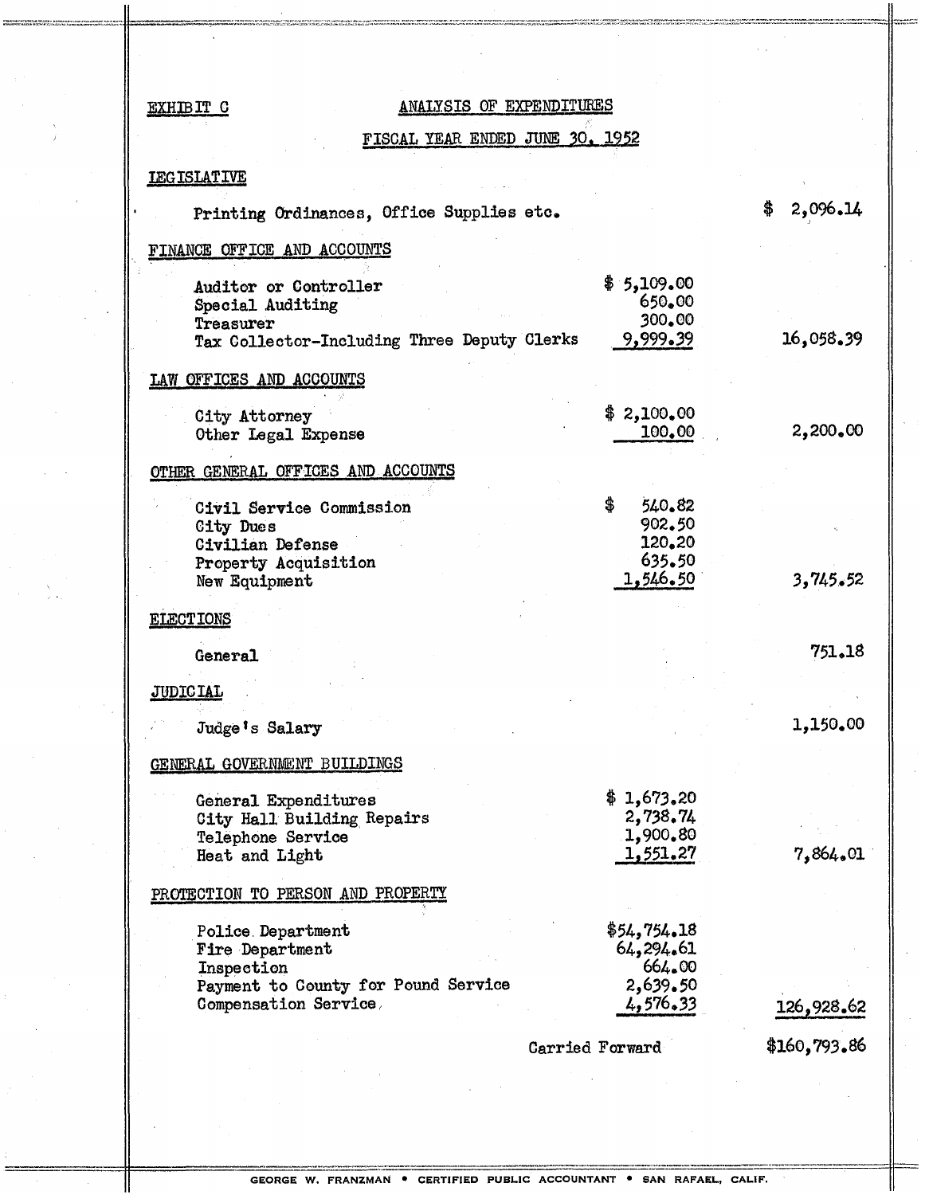EXHIBIT C

## ANALYSIS OF EXPENDITURES

### FISCAL YEAR ENDED JUNE 30, 1952

| | | |
|---|---|---|
| **LEGISLATIVE** | | |
| Printing Ordinances, Office Supplies etc. | | $ 2,096.14 |
| **FINANCE OFFICE AND ACCOUNTS** | | |
| Auditor or Controller | $ 5,109.00 | |
| Special Auditing | 650.00 | |
| Treasurer | 300.00 | |
| Tax Collector-Including Three Deputy Clerks | 9,999.39 | 16,058.39 |
| **LAW OFFICES AND ACCOUNTS** | | |
| City Attorney | $ 2,100.00 | |
| Other Legal Expense | 100.00 | 2,200.00 |
| **OTHER GENERAL OFFICES AND ACCOUNTS** | | |
| Civil Service Commission | $ 540.82 | |
| City Dues | 902.50 | |
| Civilian Defense | 120.20 | |
| Property Acquisition | 635.50 | |
| New Equipment | 1,546.50 | 3,745.52 |
| **ELECTIONS** | | |
| General | | 751.18 |
| **JUDICIAL** | | |
| Judge's Salary | | 1,150.00 |
| **GENERAL GOVERNMENT BUILDINGS** | | |
| General Expenditures | $ 1,673.20 | |
| City Hall Building Repairs | 2,738.74 | |
| Telephone Service | 1,900.80 | |
| Heat and Light | 1,551.27 | 7,864.01 |
| **PROTECTION TO PERSON AND PROPERTY** | | |
| Police Department | $54,754.18 | |
| Fire Department | 64,294.61 | |
| Inspection | 664.00 | |
| Payment to County for Pound Service | 2,639.50 | |
| Compensation Service | 4,576.33 | 126,928.62 |
| | Carried Forward | $160,793.86 |

GEORGE W. FRANZMAN • CERTIFIED PUBLIC ACCOUNTANT • SAN RAFAEL, CALIF.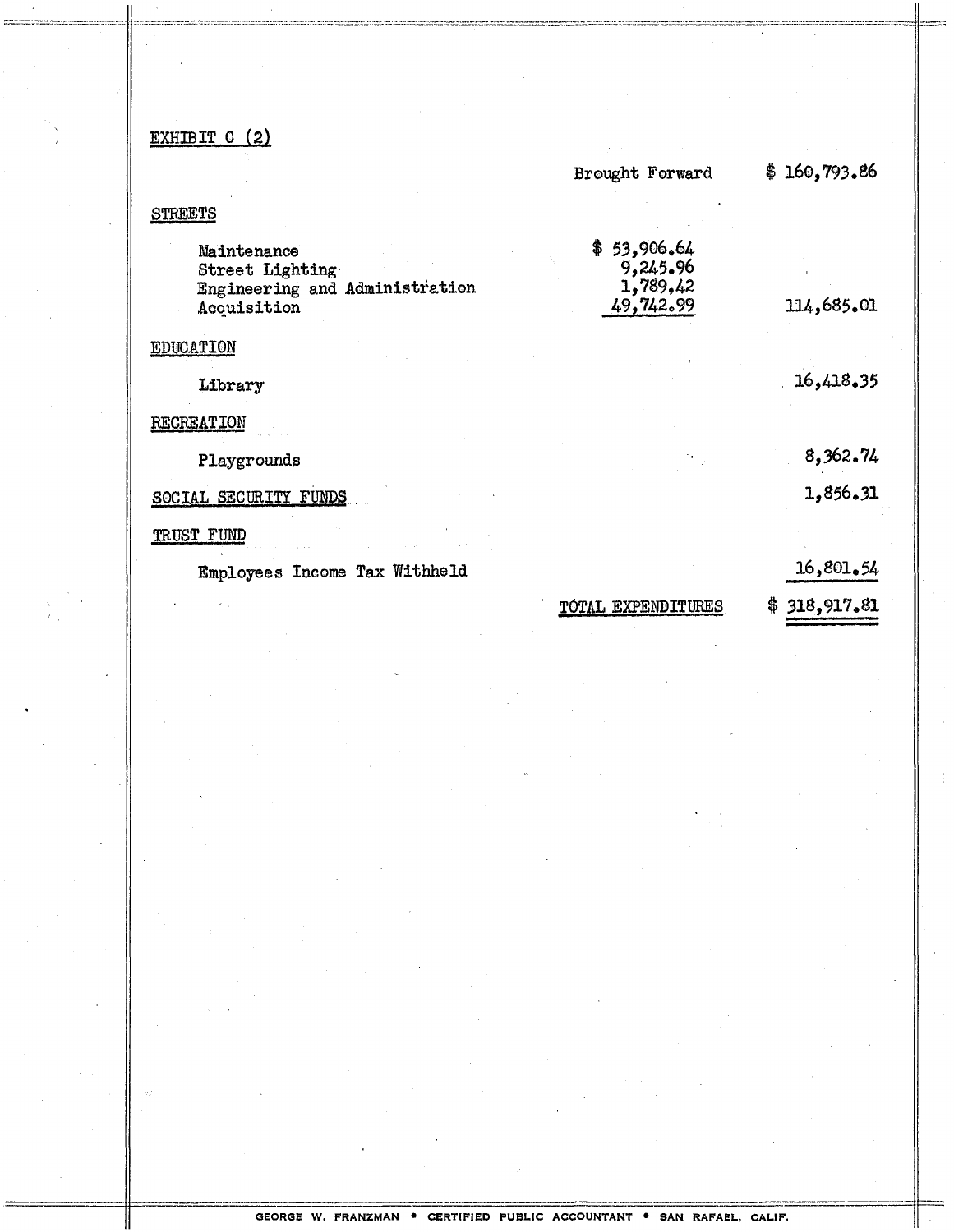EXHIBIT C (2)

| | | |
|---|---|---|
| | Brought Forward | $ 160,793.86 |
| **STREETS** | | |
| Maintenance | $ 53,906.64 | |
| Street Lighting | 9,245.96 | |
| Engineering and Administration | 1,789.42 | |
| Acquisition | 49,742.99 | 114,685.01 |
| **EDUCATION** | | |
| Library | | 16,418.35 |
| **RECREATION** | | |
| Playgrounds | | 8,362.74 |
| **SOCIAL SECURITY FUNDS** | | 1,856.31 |
| **TRUST FUND** | | |
| Employees Income Tax Withheld | | 16,801.54 |
| | TOTAL EXPENDITURES | $ 318,917.81 |

GEORGE W. FRANZMAN • CERTIFIED PUBLIC ACCOUNTANT • SAN RAFAEL, CALIF.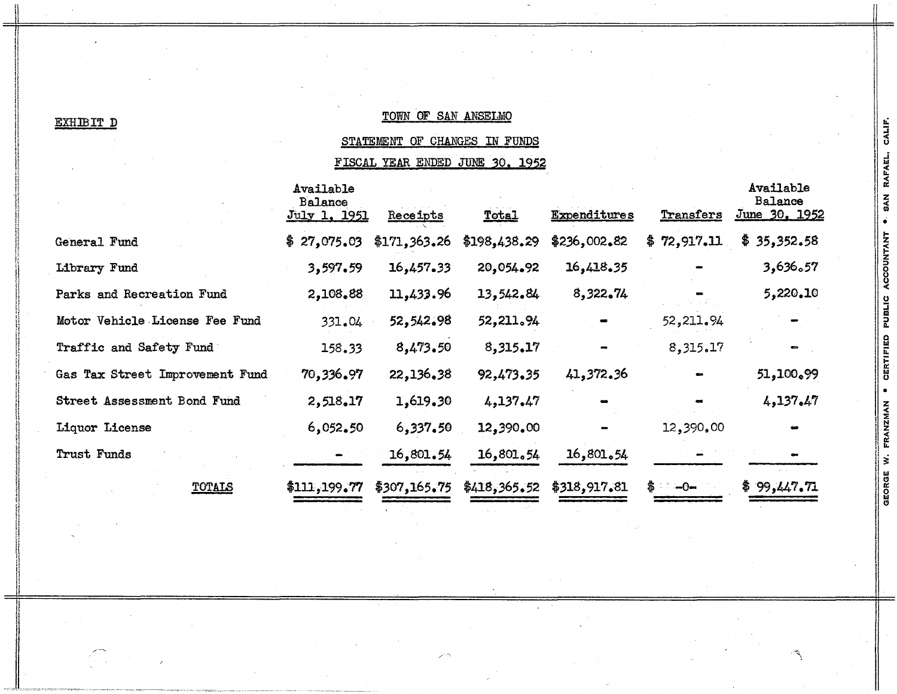EXHIBIT D

# TOWN OF SAN ANSELMO

## STATEMENT OF CHANGES IN FUNDS

## FISCAL YEAR ENDED JUNE 30, 1952

| | Available Balance July 1, 1951 | Receipts | Total | Expenditures | Transfers | Available Balance June 30, 1952 |
|---|---|---|---|---|---|---|
| General Fund | $ 27,075.03 | $171,363.26 | $198,438.29 | $236,002.82 | $ 72,917.11 | $ 35,352.58 |
| Library Fund | 3,597.59 | 16,457.33 | 20,054.92 | 16,418.35 | - | 3,636.57 |
| Parks and Recreation Fund | 2,108.88 | 11,433.96 | 13,542.84 | 8,322.74 | - | 5,220.10 |
| Motor Vehicle License Fee Fund | 331.04 | 52,542.98 | 52,211.94 | - | 52,211.94 | - |
| Traffic and Safety Fund | 158.33 | 8,473.50 | 8,315.17 | - | 8,315.17 | - |
| Gas Tax Street Improvement Fund | 70,336.97 | 22,136.38 | 92,473.35 | 41,372.36 | - | 51,100.99 |
| Street Assessment Bond Fund | 2,518.17 | 1,619.30 | 4,137.47 | - | - | 4,137.47 |
| Liquor License | 6,052.50 | 6,337.50 | 12,390.00 | - | 12,390.00 | - |
| Trust Funds | - | 16,801.54 | 16,801.54 | 16,801.54 | - | - |
| TOTALS | $111,199.77 | $307,165.75 | $418,365.52 | $318,917.81 | $ -0- | $ 99,447.71 |

GEORGE W. FRANZMAN • CERTIFIED PUBLIC ACCOUNTANT • SAN RAFAEL, CALIF.